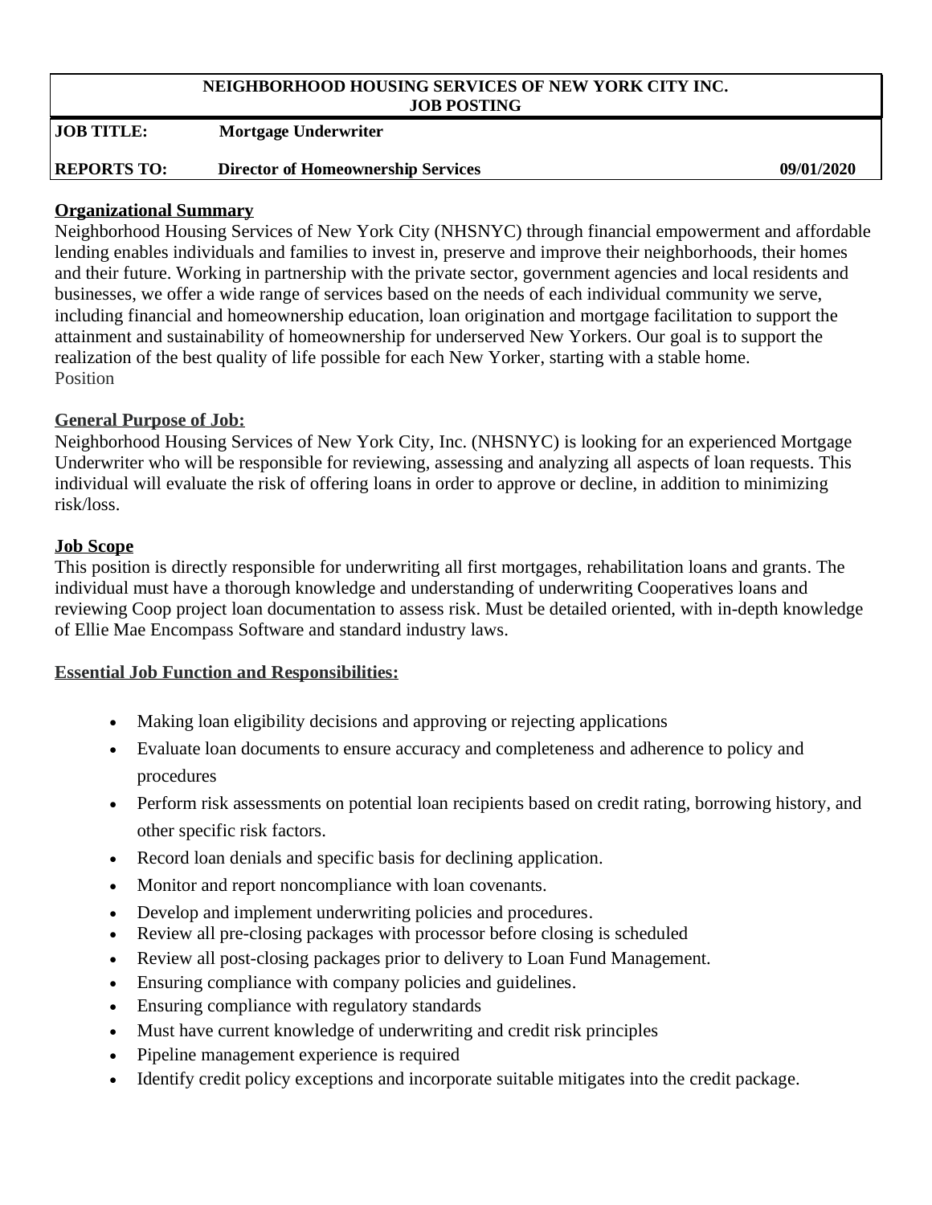**NEIGHBORHOOD HOUSING SERVICES OF NEW YORK CITY INC.**
**JOB POSTING**

| | | |
|---|---|---|
| **JOB TITLE:** | **Mortgage Underwriter** | |
| **REPORTS TO:** | **Director of Homeownership Services** | **09/01/2020** |

## Organizational Summary

Neighborhood Housing Services of New York City (NHSNYC) through financial empowerment and affordable lending enables individuals and families to invest in, preserve and improve their neighborhoods, their homes and their future. Working in partnership with the private sector, government agencies and local residents and businesses, we offer a wide range of services based on the needs of each individual community we serve, including financial and homeownership education, loan origination and mortgage facilitation to support the attainment and sustainability of homeownership for underserved New Yorkers. Our goal is to support the realization of the best quality of life possible for each New Yorker, starting with a stable home.
Position

## General Purpose of Job:

Neighborhood Housing Services of New York City, Inc. (NHSNYC) is looking for an experienced Mortgage Underwriter who will be responsible for reviewing, assessing and analyzing all aspects of loan requests. This individual will evaluate the risk of offering loans in order to approve or decline, in addition to minimizing risk/loss.

## Job Scope

This position is directly responsible for underwriting all first mortgages, rehabilitation loans and grants. The individual must have a thorough knowledge and understanding of underwriting Cooperatives loans and reviewing Coop project loan documentation to assess risk. Must be detailed oriented, with in-depth knowledge of Ellie Mae Encompass Software and standard industry laws.

## Essential Job Function and Responsibilities:

- Making loan eligibility decisions and approving or rejecting applications
- Evaluate loan documents to ensure accuracy and completeness and adherence to policy and procedures
- Perform risk assessments on potential loan recipients based on credit rating, borrowing history, and other specific risk factors.
- Record loan denials and specific basis for declining application.
- Monitor and report noncompliance with loan covenants.
- Develop and implement underwriting policies and procedures.
- Review all pre-closing packages with processor before closing is scheduled
- Review all post-closing packages prior to delivery to Loan Fund Management.
- Ensuring compliance with company policies and guidelines.
- Ensuring compliance with regulatory standards
- Must have current knowledge of underwriting and credit risk principles
- Pipeline management experience is required
- Identify credit policy exceptions and incorporate suitable mitigates into the credit package.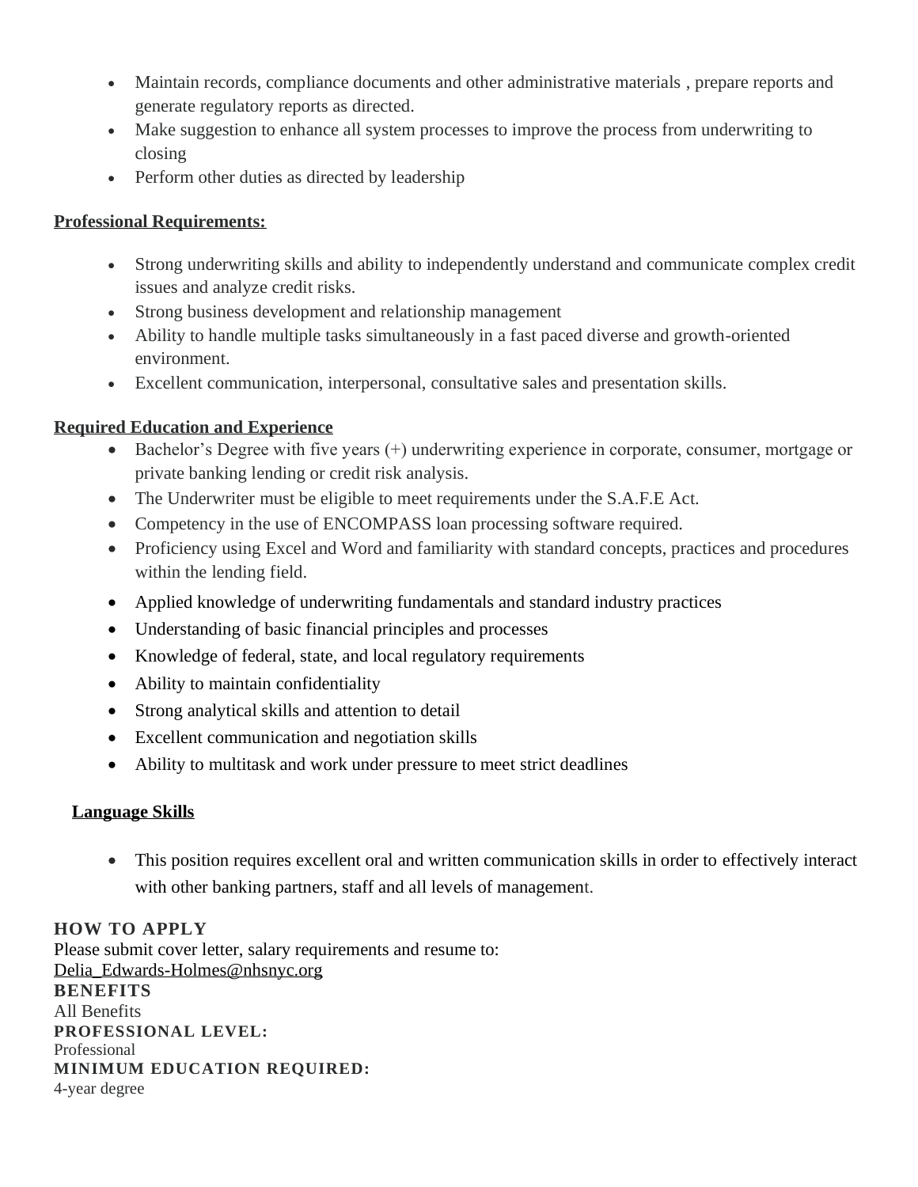- Maintain records, compliance documents and other administrative materials , prepare reports and generate regulatory reports as directed.
- Make suggestion to enhance all system processes to improve the process from underwriting to closing
- Perform other duties as directed by leadership

**Professional Requirements:**

- Strong underwriting skills and ability to independently understand and communicate complex credit issues and analyze credit risks.
- Strong business development and relationship management
- Ability to handle multiple tasks simultaneously in a fast paced diverse and growth-oriented environment.
- Excellent communication, interpersonal, consultative sales and presentation skills.

**Required Education and Experience**

- Bachelor's Degree with five years (+) underwriting experience in corporate, consumer, mortgage or private banking lending or credit risk analysis.
- The Underwriter must be eligible to meet requirements under the S.A.F.E Act.
- Competency in the use of ENCOMPASS loan processing software required.
- Proficiency using Excel and Word and familiarity with standard concepts, practices and procedures within the lending field.
- Applied knowledge of underwriting fundamentals and standard industry practices
- Understanding of basic financial principles and processes
- Knowledge of federal, state, and local regulatory requirements
- Ability to maintain confidentiality
- Strong analytical skills and attention to detail
- Excellent communication and negotiation skills
- Ability to multitask and work under pressure to meet strict deadlines

**Language Skills**

- This position requires excellent oral and written communication skills in order to effectively interact with other banking partners, staff and all levels of management.

**HOW TO APPLY**

Please submit cover letter, salary requirements and resume to:
Delia_Edwards-Holmes@nhsnyc.org

**BENEFITS**

All Benefits

**PROFESSIONAL LEVEL:**

Professional

**MINIMUM EDUCATION REQUIRED:**

4-year degree